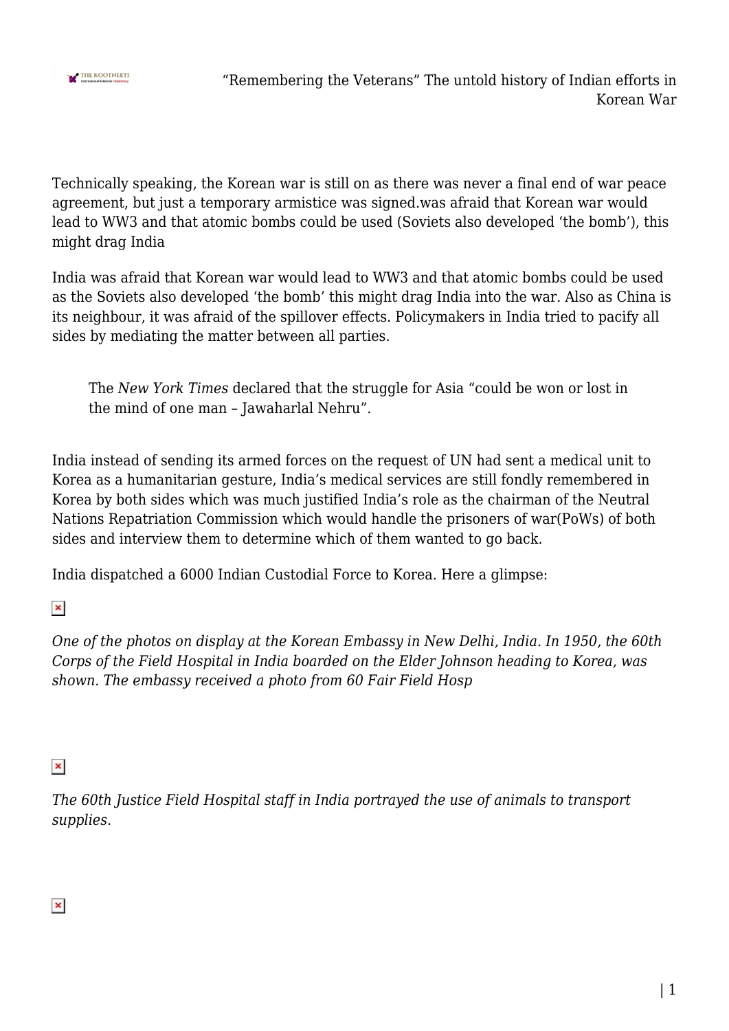Technically speaking, the Korean war is still on as there was never a final end of war peace agreement, but just a temporary armistice was signed.was afraid that Korean war would lead to WW3 and that atomic bombs could be used (Soviets also developed 'the bomb'), this might drag India

India was afraid that Korean war would lead to WW3 and that atomic bombs could be used as the Soviets also developed 'the bomb' this might drag India into the war. Also as China is its neighbour, it was afraid of the spillover effects. Policymakers in India tried to pacify all sides by mediating the matter between all parties.

> The *New York Times* declared that the struggle for Asia "could be won or lost in the mind of one man – Jawaharlal Nehru".

India instead of sending its armed forces on the request of UN had sent a medical unit to Korea as a humanitarian gesture, India's medical services are still fondly remembered in Korea by both sides which was much justified India's role as the chairman of the Neutral Nations Repatriation Commission which would handle the prisoners of war(PoWs) of both sides and interview them to determine which of them wanted to go back.

India dispatched a 6000 Indian Custodial Force to Korea. Here a glimpse:

*One of the photos on display at the Korean Embassy in New Delhi, India. In 1950, the 60th Corps of the Field Hospital in India boarded on the Elder Johnson heading to Korea, was shown. The embassy received a photo from 60 Fair Field Hosp*

*The 60th Justice Field Hospital staff in India portrayed the use of animals to transport supplies.*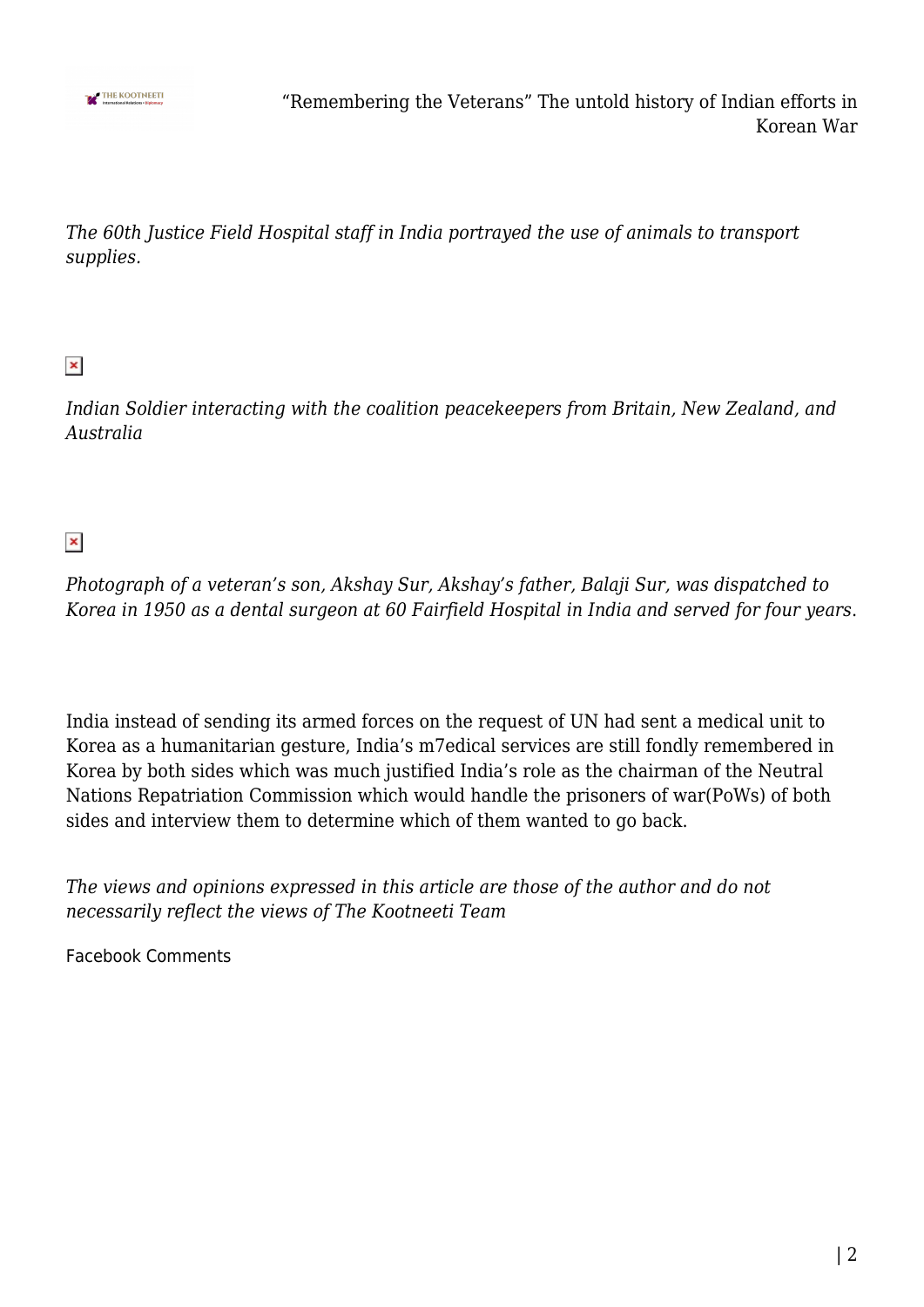*The 60th Justice Field Hospital staff in India portrayed the use of animals to transport supplies.*

*Indian Soldier interacting with the coalition peacekeepers from Britain, New Zealand, and Australia*

*Photograph of a veteran's son, Akshay Sur, Akshay's father, Balaji Sur, was dispatched to Korea in 1950 as a dental surgeon at 60 Fairfield Hospital in India and served for four years*.

India instead of sending its armed forces on the request of UN had sent a medical unit to Korea as a humanitarian gesture, India's m7edical services are still fondly remembered in Korea by both sides which was much justified India's role as the chairman of the Neutral Nations Repatriation Commission which would handle the prisoners of war(PoWs) of both sides and interview them to determine which of them wanted to go back.

*The views and opinions expressed in this article are those of the author and do not necessarily reflect the views of The Kootneeti Team*

Facebook Comments